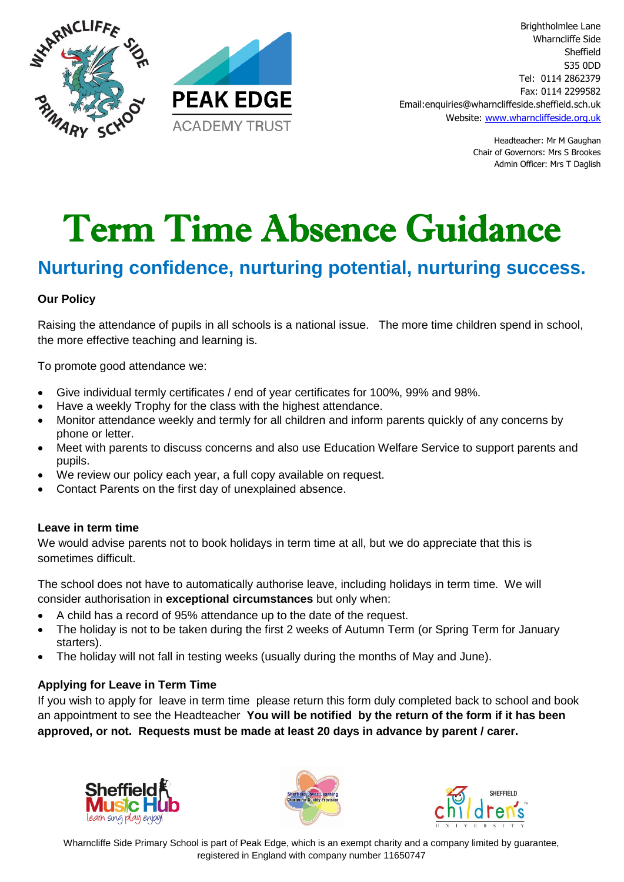Brightholmlee Lane
Wharncliffe Side
Sheffield
S35 0DD
Tel: 0114 2862379
Fax: 0114 2299582
Email:enquiries@wharncliffeside.sheffield.sch.uk
Website: www.wharncliffeside.org.uk

Headteacher: Mr M Gaughan
Chair of Governors: Mrs S Brookes
Admin Officer: Mrs T Daglish

# Term Time Absence Guidance

## Nurturing confidence, nurturing potential, nurturing success.

**Our Policy**

Raising the attendance of pupils in all schools is a national issue. The more time children spend in school, the more effective teaching and learning is.

To promote good attendance we:

- Give individual termly certificates / end of year certificates for 100%, 99% and 98%.
- Have a weekly Trophy for the class with the highest attendance.
- Monitor attendance weekly and termly for all children and inform parents quickly of any concerns by phone or letter.
- Meet with parents to discuss concerns and also use Education Welfare Service to support parents and pupils.
- We review our policy each year, a full copy available on request.
- Contact Parents on the first day of unexplained absence.

**Leave in term time**

We would advise parents not to book holidays in term time at all, but we do appreciate that this is sometimes difficult.

The school does not have to automatically authorise leave, including holidays in term time. We will consider authorisation in **exceptional circumstances** but only when:

- A child has a record of 95% attendance up to the date of the request.
- The holiday is not to be taken during the first 2 weeks of Autumn Term (or Spring Term for January starters).
- The holiday will not fall in testing weeks (usually during the months of May and June).

**Applying for Leave in Term Time**

If you wish to apply for leave in term time please return this form duly completed back to school and book an appointment to see the Headteacher **You will be notified by the return of the form if it has been approved, or not. Requests must be made at least 20 days in advance by parent / carer.**

Wharncliffe Side Primary School is part of Peak Edge, which is an exempt charity and a company limited by guarantee, registered in England with company number 11650747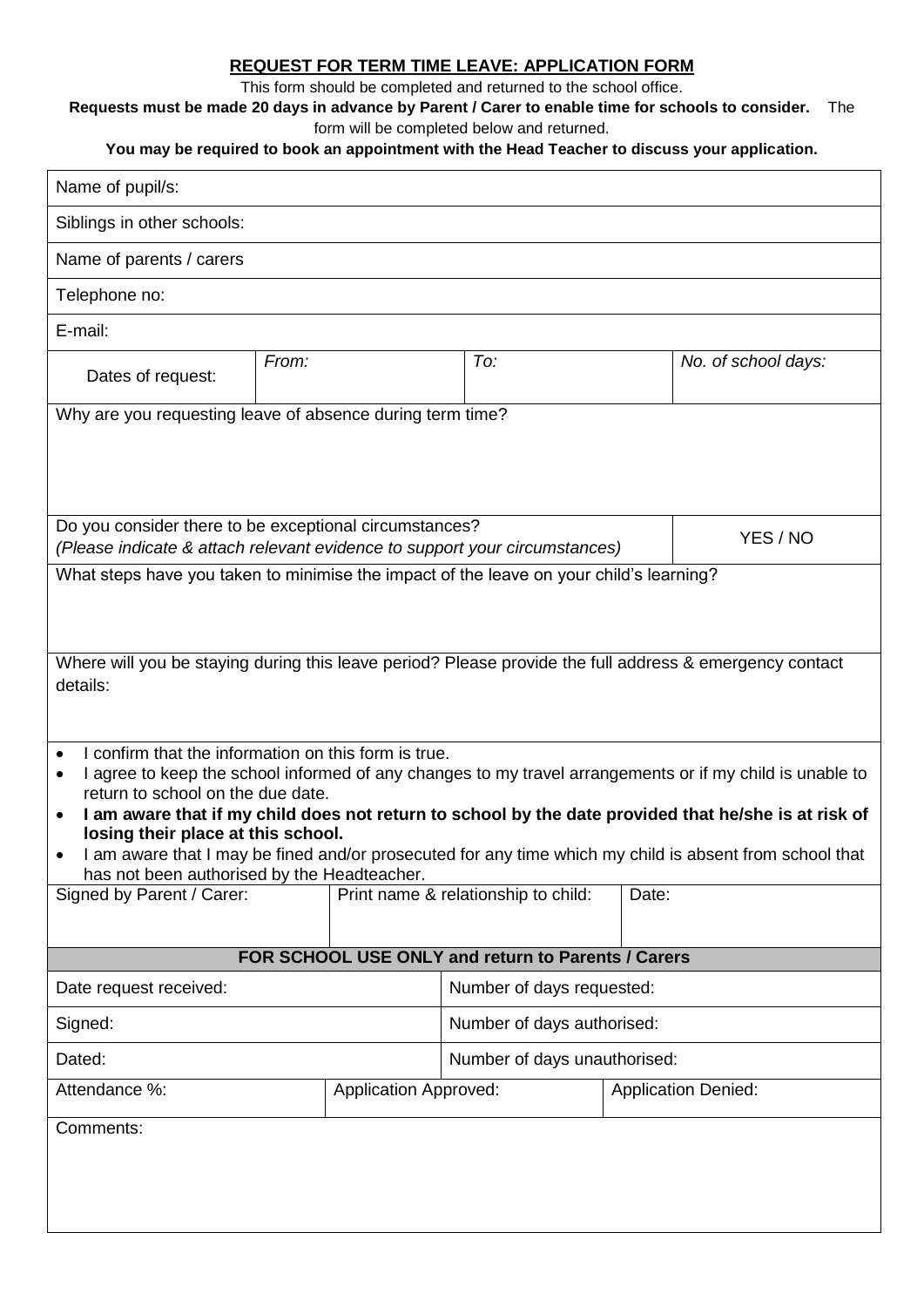**REQUEST FOR TERM TIME LEAVE: APPLICATION FORM**

This form should be completed and returned to the school office.

**Requests must be made 20 days in advance by Parent / Carer to enable time for schools to consider.** The form will be completed below and returned.

**You may be required to book an appointment with the Head Teacher to discuss your application.**

| | | | |
|---|---|---|---|
| Name of pupil/s: | | | |
| Siblings in other schools: | | | |
| Name of parents / carers | | | |
| Telephone no: | | | |
| E-mail: | | | |
| Dates of request: | *From:* | *To:* | *No. of school days:* |
| Why are you requesting leave of absence during term time? | | | |
| Do you consider there to be exceptional circumstances? *(Please indicate & attach relevant evidence to support your circumstances)* | | | YES / NO |
| What steps have you taken to minimise the impact of the leave on your child's learning? | | | |
| Where will you be staying during this leave period? Please provide the full address & emergency contact details: | | | |

- I confirm that the information on this form is true.
- I agree to keep the school informed of any changes to my travel arrangements or if my child is unable to return to school on the due date.
- **I am aware that if my child does not return to school by the date provided that he/she is at risk of losing their place at this school.**
- I am aware that I may be fined and/or prosecuted for any time which my child is absent from school that has not been authorised by the Headteacher.

| Signed by Parent / Carer: | Print name & relationship to child: | Date: |
|---|---|---|

**FOR SCHOOL USE ONLY and return to Parents / Carers**

| | | |
|---|---|---|
| Date request received: | Number of days requested: | |
| Signed: | Number of days authorised: | |
| Dated: | Number of days unauthorised: | |
| Attendance %: | Application Approved: | Application Denied: |
| Comments: | | |